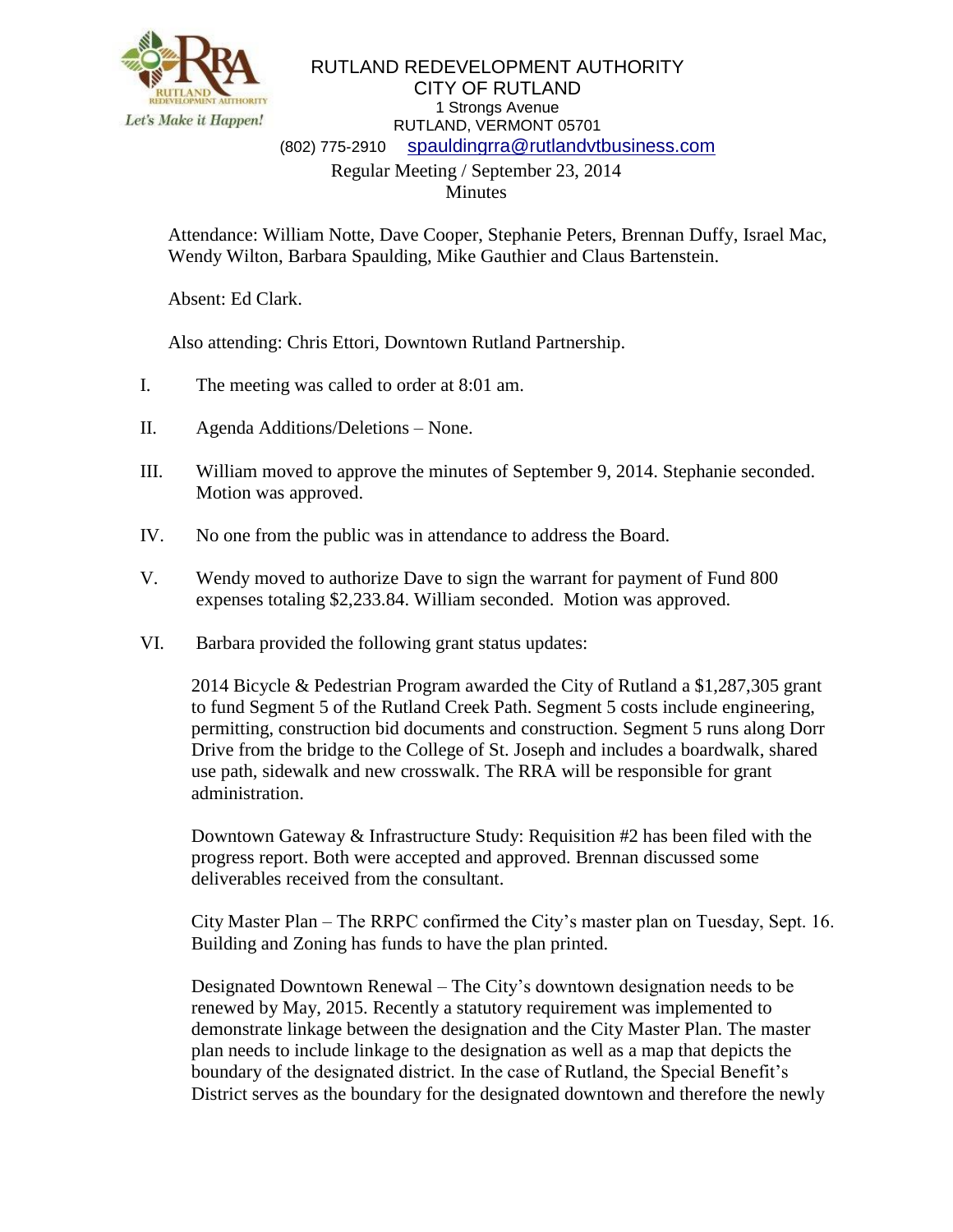RUTLAND REDEVELOPMENT AUTHORITY
CITY OF RUTLAND
1 Strongs Avenue
RUTLAND, VERMONT 05701
(802) 775-2910 spauldingrra@rutlandvtbusiness.com

Regular Meeting / September 23, 2014
Minutes

Attendance: William Notte, Dave Cooper, Stephanie Peters, Brennan Duffy, Israel Mac, Wendy Wilton, Barbara Spaulding, Mike Gauthier and Claus Bartenstein.

Absent: Ed Clark.

Also attending: Chris Ettori, Downtown Rutland Partnership.

I. The meeting was called to order at 8:01 am.

II. Agenda Additions/Deletions – None.

III. William moved to approve the minutes of September 9, 2014. Stephanie seconded. Motion was approved.

IV. No one from the public was in attendance to address the Board.

V. Wendy moved to authorize Dave to sign the warrant for payment of Fund 800 expenses totaling $2,233.84. William seconded. Motion was approved.

VI. Barbara provided the following grant status updates:

2014 Bicycle & Pedestrian Program awarded the City of Rutland a $1,287,305 grant to fund Segment 5 of the Rutland Creek Path. Segment 5 costs include engineering, permitting, construction bid documents and construction. Segment 5 runs along Dorr Drive from the bridge to the College of St. Joseph and includes a boardwalk, shared use path, sidewalk and new crosswalk. The RRA will be responsible for grant administration.

Downtown Gateway & Infrastructure Study: Requisition #2 has been filed with the progress report. Both were accepted and approved. Brennan discussed some deliverables received from the consultant.

City Master Plan – The RRPC confirmed the City's master plan on Tuesday, Sept. 16. Building and Zoning has funds to have the plan printed.

Designated Downtown Renewal – The City's downtown designation needs to be renewed by May, 2015. Recently a statutory requirement was implemented to demonstrate linkage between the designation and the City Master Plan. The master plan needs to include linkage to the designation as well as a map that depicts the boundary of the designated district. In the case of Rutland, the Special Benefit's District serves as the boundary for the designated downtown and therefore the newly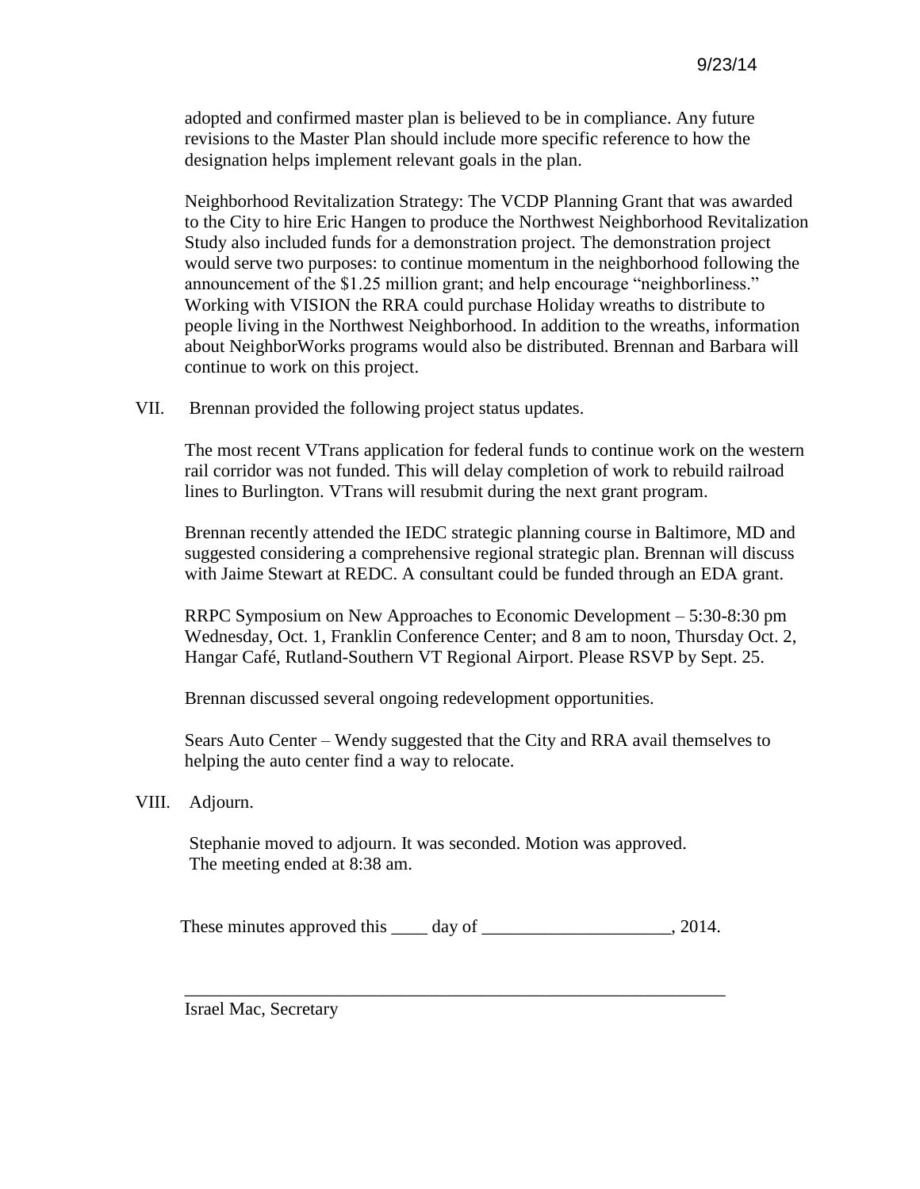adopted and confirmed master plan is believed to be in compliance. Any future revisions to the Master Plan should include more specific reference to how the designation helps implement relevant goals in the plan.

Neighborhood Revitalization Strategy: The VCDP Planning Grant that was awarded to the City to hire Eric Hangen to produce the Northwest Neighborhood Revitalization Study also included funds for a demonstration project. The demonstration project would serve two purposes: to continue momentum in the neighborhood following the announcement of the $1.25 million grant; and help encourage "neighborliness." Working with VISION the RRA could purchase Holiday wreaths to distribute to people living in the Northwest Neighborhood. In addition to the wreaths, information about NeighborWorks programs would also be distributed. Brennan and Barbara will continue to work on this project.

VII. Brennan provided the following project status updates.

The most recent VTrans application for federal funds to continue work on the western rail corridor was not funded. This will delay completion of work to rebuild railroad lines to Burlington. VTrans will resubmit during the next grant program.

Brennan recently attended the IEDC strategic planning course in Baltimore, MD and suggested considering a comprehensive regional strategic plan. Brennan will discuss with Jaime Stewart at REDC. A consultant could be funded through an EDA grant.

RRPC Symposium on New Approaches to Economic Development – 5:30-8:30 pm Wednesday, Oct. 1, Franklin Conference Center; and 8 am to noon, Thursday Oct. 2, Hangar Café, Rutland-Southern VT Regional Airport. Please RSVP by Sept. 25.

Brennan discussed several ongoing redevelopment opportunities.

Sears Auto Center – Wendy suggested that the City and RRA avail themselves to helping the auto center find a way to relocate.

VIII. Adjourn.

Stephanie moved to adjourn. It was seconded. Motion was approved. The meeting ended at 8:38 am.

These minutes approved this ____ day of ____________________, 2014.

___________________________________________________________

Israel Mac, Secretary